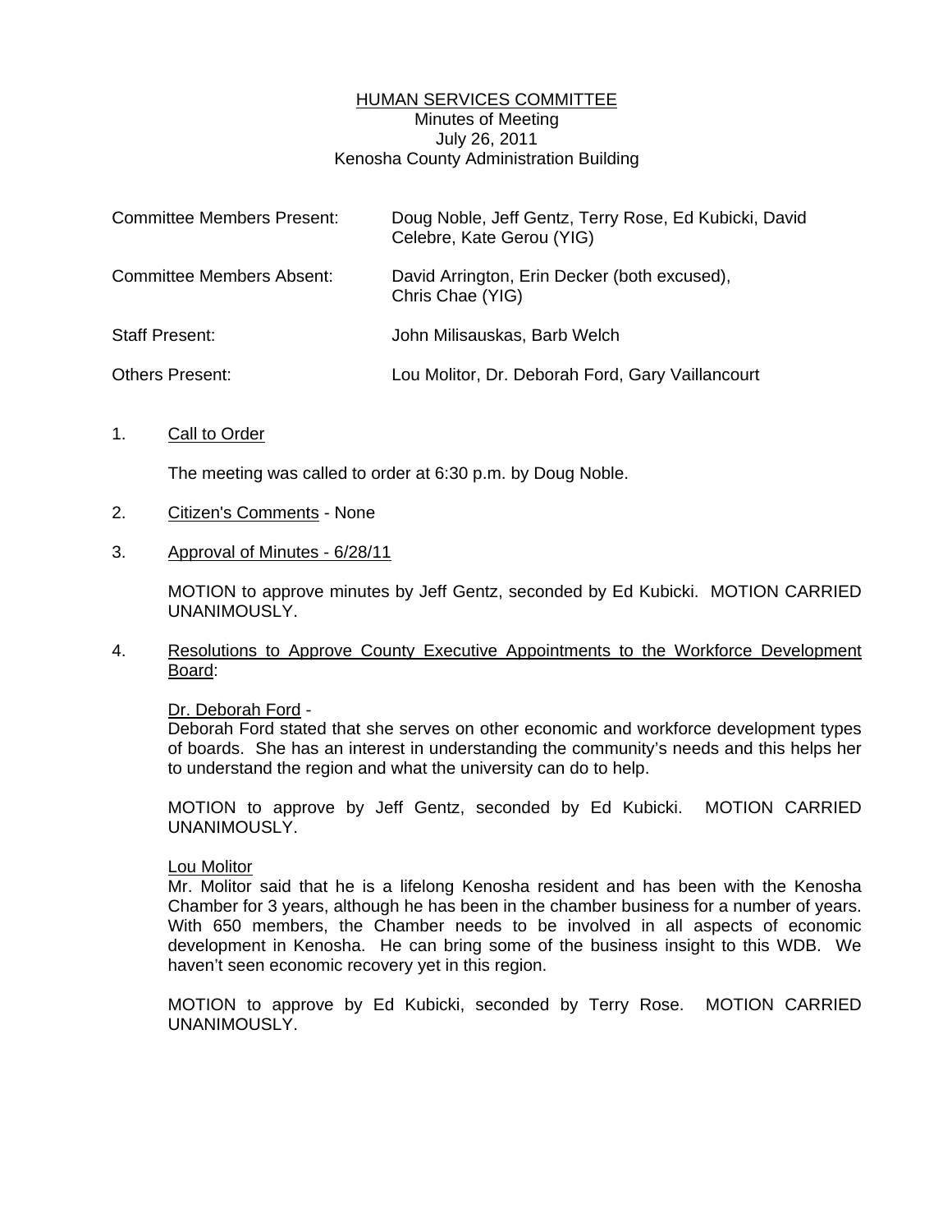# HUMAN SERVICES COMMITTEE

Minutes of Meeting
July 26, 2011
Kenosha County Administration Building

| | |
|---|---|
| Committee Members Present: | Doug Noble, Jeff Gentz, Terry Rose, Ed Kubicki, David Celebre, Kate Gerou (YIG) |
| Committee Members Absent: | David Arrington, Erin Decker (both excused), Chris Chae (YIG) |
| Staff Present: | John Milisauskas, Barb Welch |
| Others Present: | Lou Molitor, Dr. Deborah Ford, Gary Vaillancourt |

1. Call to Order

   The meeting was called to order at 6:30 p.m. by Doug Noble.

2. Citizen's Comments - None

3. Approval of Minutes - 6/28/11

   MOTION to approve minutes by Jeff Gentz, seconded by Ed Kubicki. MOTION CARRIED UNANIMOUSLY.

4. Resolutions to Approve County Executive Appointments to the Workforce Development Board:

   Dr. Deborah Ford -
   Deborah Ford stated that she serves on other economic and workforce development types of boards. She has an interest in understanding the community's needs and this helps her to understand the region and what the university can do to help.

   MOTION to approve by Jeff Gentz, seconded by Ed Kubicki. MOTION CARRIED UNANIMOUSLY.

   Lou Molitor
   Mr. Molitor said that he is a lifelong Kenosha resident and has been with the Kenosha Chamber for 3 years, although he has been in the chamber business for a number of years. With 650 members, the Chamber needs to be involved in all aspects of economic development in Kenosha. He can bring some of the business insight to this WDB. We haven't seen economic recovery yet in this region.

   MOTION to approve by Ed Kubicki, seconded by Terry Rose. MOTION CARRIED UNANIMOUSLY.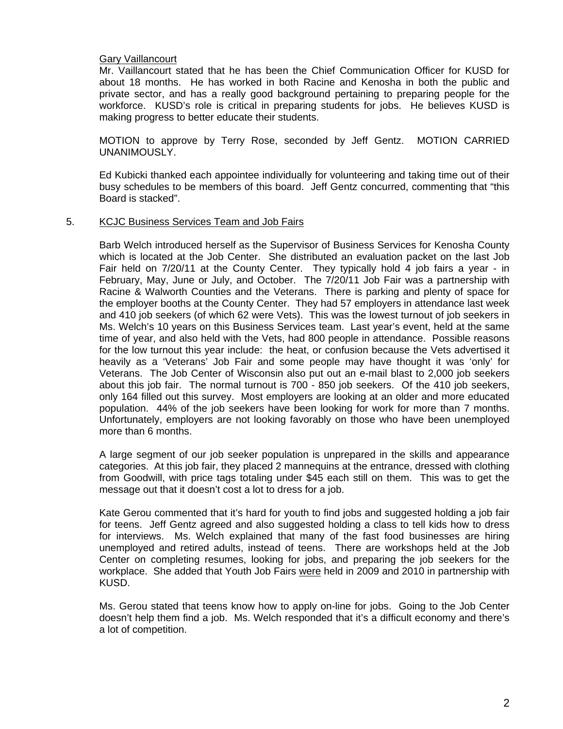Gary Vaillancourt

Mr. Vaillancourt stated that he has been the Chief Communication Officer for KUSD for about 18 months. He has worked in both Racine and Kenosha in both the public and private sector, and has a really good background pertaining to preparing people for the workforce. KUSD's role is critical in preparing students for jobs. He believes KUSD is making progress to better educate their students.

MOTION to approve by Terry Rose, seconded by Jeff Gentz. MOTION CARRIED UNANIMOUSLY.

Ed Kubicki thanked each appointee individually for volunteering and taking time out of their busy schedules to be members of this board. Jeff Gentz concurred, commenting that "this Board is stacked".

5. KCJC Business Services Team and Job Fairs

Barb Welch introduced herself as the Supervisor of Business Services for Kenosha County which is located at the Job Center. She distributed an evaluation packet on the last Job Fair held on 7/20/11 at the County Center. They typically hold 4 job fairs a year - in February, May, June or July, and October. The 7/20/11 Job Fair was a partnership with Racine & Walworth Counties and the Veterans. There is parking and plenty of space for the employer booths at the County Center. They had 57 employers in attendance last week and 410 job seekers (of which 62 were Vets). This was the lowest turnout of job seekers in Ms. Welch's 10 years on this Business Services team. Last year's event, held at the same time of year, and also held with the Vets, had 800 people in attendance. Possible reasons for the low turnout this year include: the heat, or confusion because the Vets advertised it heavily as a 'Veterans' Job Fair and some people may have thought it was 'only' for Veterans. The Job Center of Wisconsin also put out an e-mail blast to 2,000 job seekers about this job fair. The normal turnout is 700 - 850 job seekers. Of the 410 job seekers, only 164 filled out this survey. Most employers are looking at an older and more educated population. 44% of the job seekers have been looking for work for more than 7 months. Unfortunately, employers are not looking favorably on those who have been unemployed more than 6 months.

A large segment of our job seeker population is unprepared in the skills and appearance categories. At this job fair, they placed 2 mannequins at the entrance, dressed with clothing from Goodwill, with price tags totaling under $45 each still on them. This was to get the message out that it doesn't cost a lot to dress for a job.

Kate Gerou commented that it's hard for youth to find jobs and suggested holding a job fair for teens. Jeff Gentz agreed and also suggested holding a class to tell kids how to dress for interviews. Ms. Welch explained that many of the fast food businesses are hiring unemployed and retired adults, instead of teens. There are workshops held at the Job Center on completing resumes, looking for jobs, and preparing the job seekers for the workplace. She added that Youth Job Fairs were held in 2009 and 2010 in partnership with KUSD.

Ms. Gerou stated that teens know how to apply on-line for jobs. Going to the Job Center doesn't help them find a job. Ms. Welch responded that it's a difficult economy and there's a lot of competition.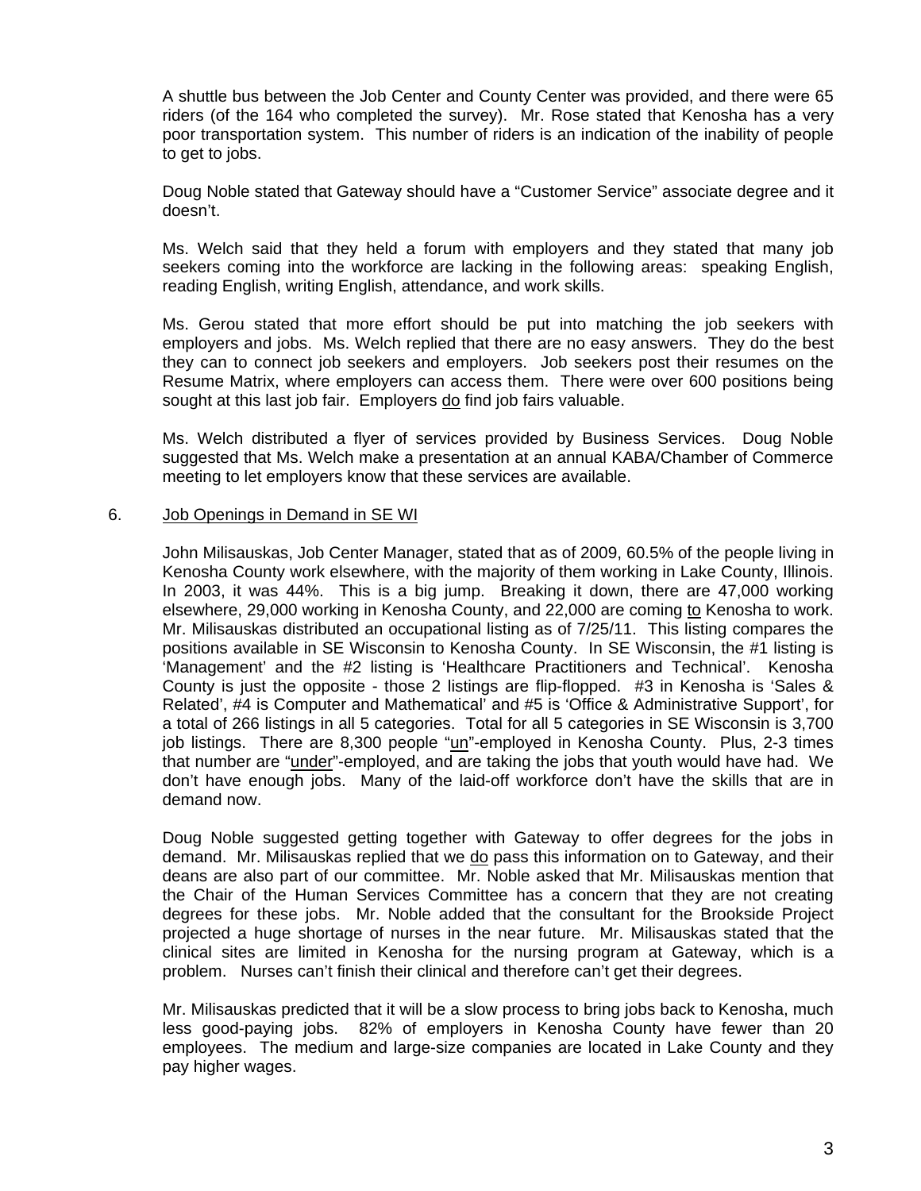A shuttle bus between the Job Center and County Center was provided, and there were 65 riders (of the 164 who completed the survey). Mr. Rose stated that Kenosha has a very poor transportation system. This number of riders is an indication of the inability of people to get to jobs.

Doug Noble stated that Gateway should have a "Customer Service" associate degree and it doesn't.

Ms. Welch said that they held a forum with employers and they stated that many job seekers coming into the workforce are lacking in the following areas: speaking English, reading English, writing English, attendance, and work skills.

Ms. Gerou stated that more effort should be put into matching the job seekers with employers and jobs. Ms. Welch replied that there are no easy answers. They do the best they can to connect job seekers and employers. Job seekers post their resumes on the Resume Matrix, where employers can access them. There were over 600 positions being sought at this last job fair. Employers <u>do</u> find job fairs valuable.

Ms. Welch distributed a flyer of services provided by Business Services. Doug Noble suggested that Ms. Welch make a presentation at an annual KABA/Chamber of Commerce meeting to let employers know that these services are available.

6. <u>Job Openings in Demand in SE WI</u>

John Milisauskas, Job Center Manager, stated that as of 2009, 60.5% of the people living in Kenosha County work elsewhere, with the majority of them working in Lake County, Illinois. In 2003, it was 44%. This is a big jump. Breaking it down, there are 47,000 working elsewhere, 29,000 working in Kenosha County, and 22,000 are coming <u>to</u> Kenosha to work. Mr. Milisauskas distributed an occupational listing as of 7/25/11. This listing compares the positions available in SE Wisconsin to Kenosha County. In SE Wisconsin, the #1 listing is 'Management' and the #2 listing is 'Healthcare Practitioners and Technical'. Kenosha County is just the opposite - those 2 listings are flip-flopped. #3 in Kenosha is 'Sales & Related', #4 is Computer and Mathematical' and #5 is 'Office & Administrative Support', for a total of 266 listings in all 5 categories. Total for all 5 categories in SE Wisconsin is 3,700 job listings. There are 8,300 people "<u>un</u>"-employed in Kenosha County. Plus, 2-3 times that number are "<u>under</u>"-employed, and are taking the jobs that youth would have had. We don't have enough jobs. Many of the laid-off workforce don't have the skills that are in demand now.

Doug Noble suggested getting together with Gateway to offer degrees for the jobs in demand. Mr. Milisauskas replied that we <u>do</u> pass this information on to Gateway, and their deans are also part of our committee. Mr. Noble asked that Mr. Milisauskas mention that the Chair of the Human Services Committee has a concern that they are not creating degrees for these jobs. Mr. Noble added that the consultant for the Brookside Project projected a huge shortage of nurses in the near future. Mr. Milisauskas stated that the clinical sites are limited in Kenosha for the nursing program at Gateway, which is a problem. Nurses can't finish their clinical and therefore can't get their degrees.

Mr. Milisauskas predicted that it will be a slow process to bring jobs back to Kenosha, much less good-paying jobs. 82% of employers in Kenosha County have fewer than 20 employees. The medium and large-size companies are located in Lake County and they pay higher wages.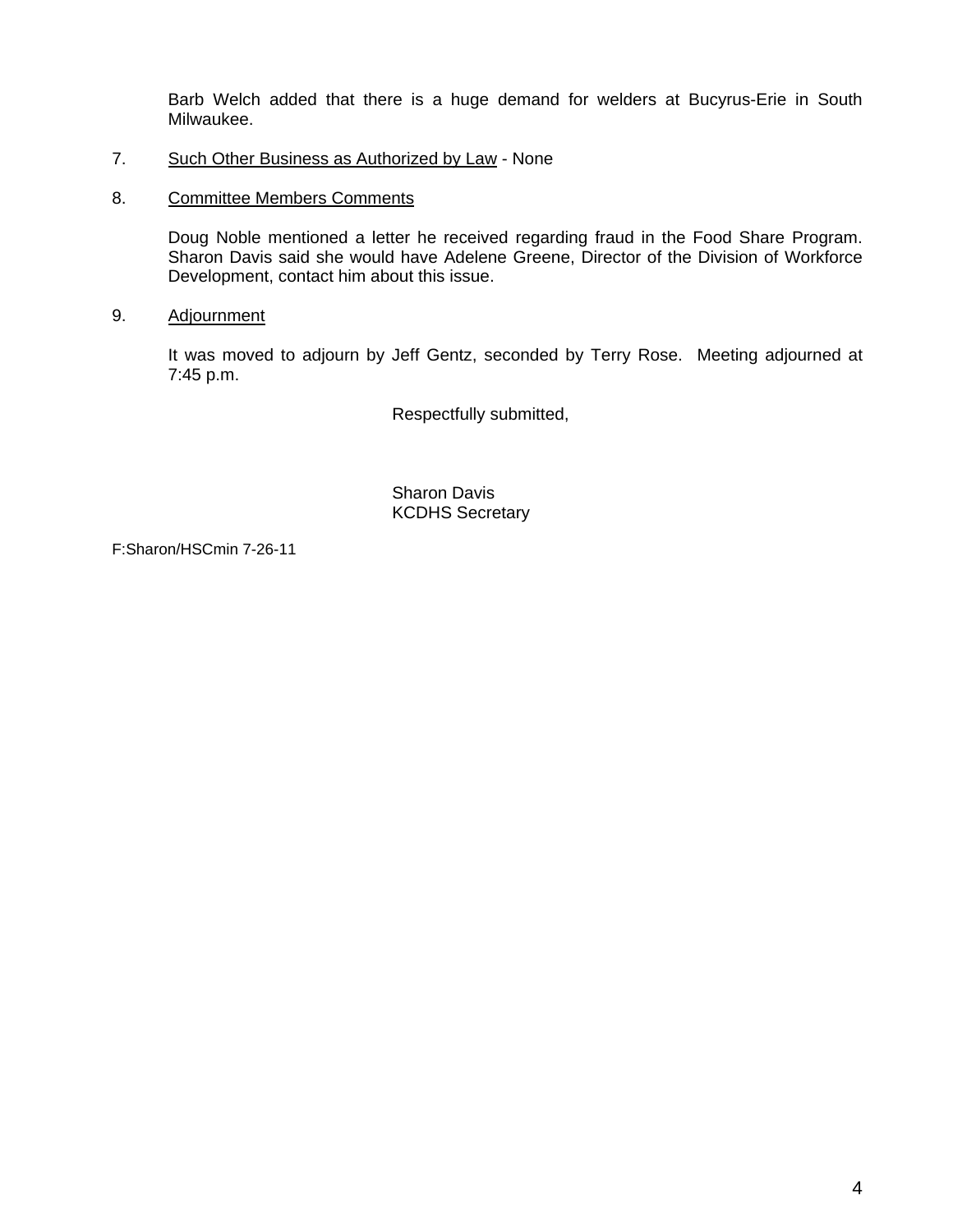Barb Welch added that there is a huge demand for welders at Bucyrus-Erie in South Milwaukee.

7. Such Other Business as Authorized by Law - None

8. Committee Members Comments

   Doug Noble mentioned a letter he received regarding fraud in the Food Share Program. Sharon Davis said she would have Adelene Greene, Director of the Division of Workforce Development, contact him about this issue.

9. Adjournment

   It was moved to adjourn by Jeff Gentz, seconded by Terry Rose. Meeting adjourned at 7:45 p.m.

Respectfully submitted,

Sharon Davis
KCDHS Secretary

F:Sharon/HSCmin 7-26-11